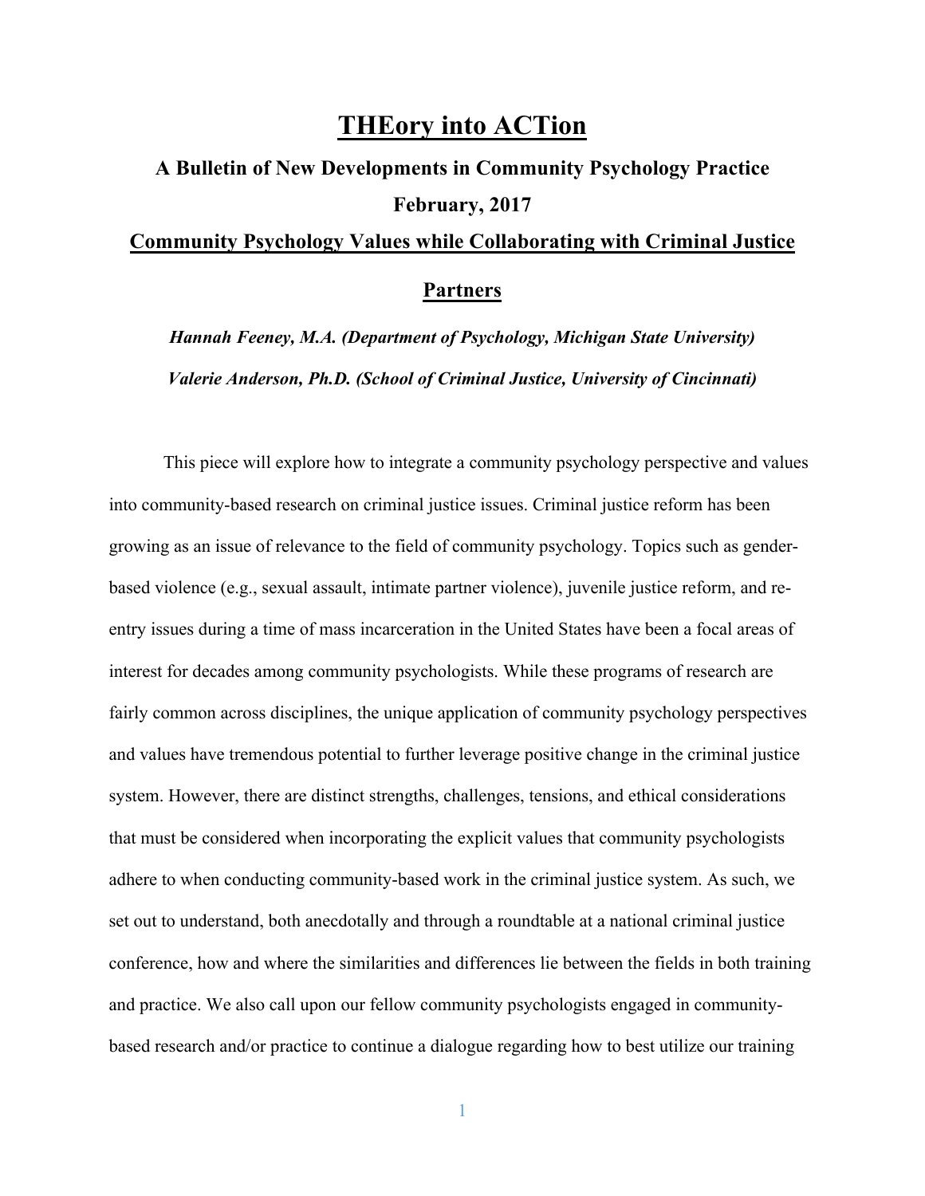# THEory into ACTion

## A Bulletin of New Developments in Community Psychology Practice

## February, 2017

## Community Psychology Values while Collaborating with Criminal Justice Partners

***Hannah Feeney, M.A. (Department of Psychology, Michigan State University)***

***Valerie Anderson, Ph.D. (School of Criminal Justice, University of Cincinnati)***

This piece will explore how to integrate a community psychology perspective and values into community-based research on criminal justice issues. Criminal justice reform has been growing as an issue of relevance to the field of community psychology. Topics such as gender-based violence (e.g., sexual assault, intimate partner violence), juvenile justice reform, and re-entry issues during a time of mass incarceration in the United States have been a focal areas of interest for decades among community psychologists. While these programs of research are fairly common across disciplines, the unique application of community psychology perspectives and values have tremendous potential to further leverage positive change in the criminal justice system. However, there are distinct strengths, challenges, tensions, and ethical considerations that must be considered when incorporating the explicit values that community psychologists adhere to when conducting community-based work in the criminal justice system. As such, we set out to understand, both anecdotally and through a roundtable at a national criminal justice conference, how and where the similarities and differences lie between the fields in both training and practice. We also call upon our fellow community psychologists engaged in community-based research and/or practice to continue a dialogue regarding how to best utilize our training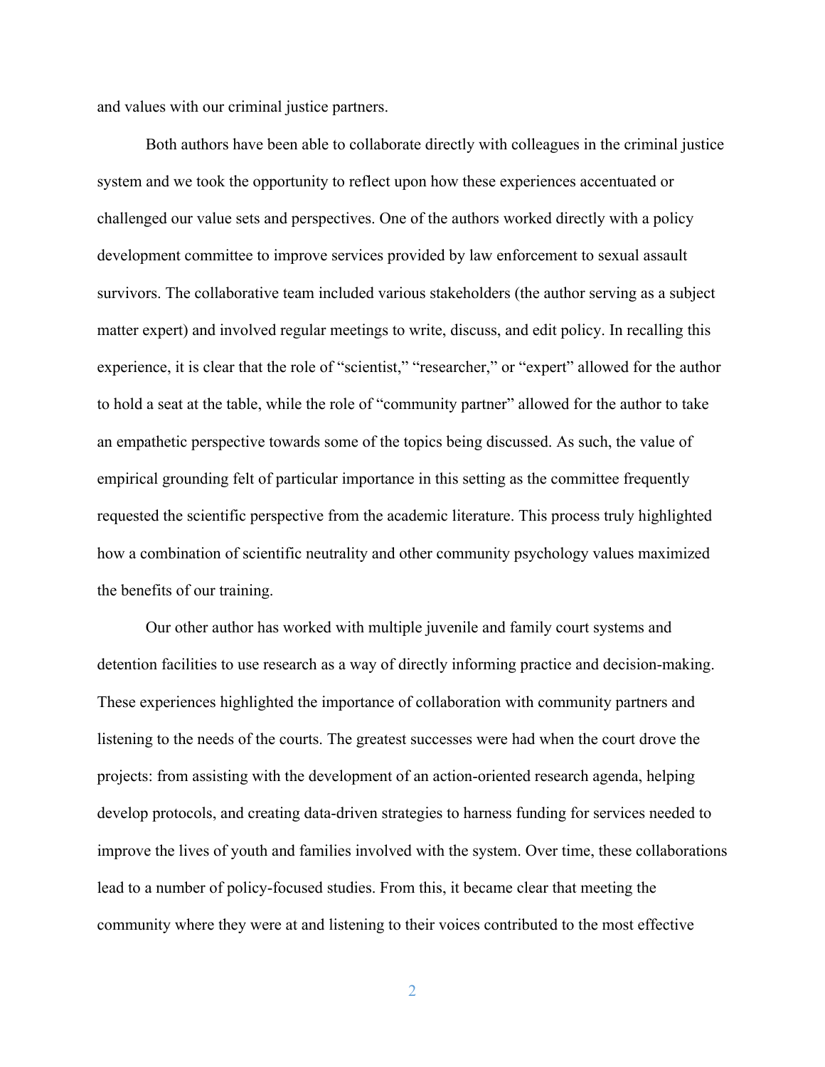and values with our criminal justice partners.

Both authors have been able to collaborate directly with colleagues in the criminal justice system and we took the opportunity to reflect upon how these experiences accentuated or challenged our value sets and perspectives. One of the authors worked directly with a policy development committee to improve services provided by law enforcement to sexual assault survivors. The collaborative team included various stakeholders (the author serving as a subject matter expert) and involved regular meetings to write, discuss, and edit policy. In recalling this experience, it is clear that the role of "scientist," "researcher," or "expert" allowed for the author to hold a seat at the table, while the role of "community partner" allowed for the author to take an empathetic perspective towards some of the topics being discussed. As such, the value of empirical grounding felt of particular importance in this setting as the committee frequently requested the scientific perspective from the academic literature. This process truly highlighted how a combination of scientific neutrality and other community psychology values maximized the benefits of our training.

Our other author has worked with multiple juvenile and family court systems and detention facilities to use research as a way of directly informing practice and decision-making. These experiences highlighted the importance of collaboration with community partners and listening to the needs of the courts. The greatest successes were had when the court drove the projects: from assisting with the development of an action-oriented research agenda, helping develop protocols, and creating data-driven strategies to harness funding for services needed to improve the lives of youth and families involved with the system. Over time, these collaborations lead to a number of policy-focused studies. From this, it became clear that meeting the community where they were at and listening to their voices contributed to the most effective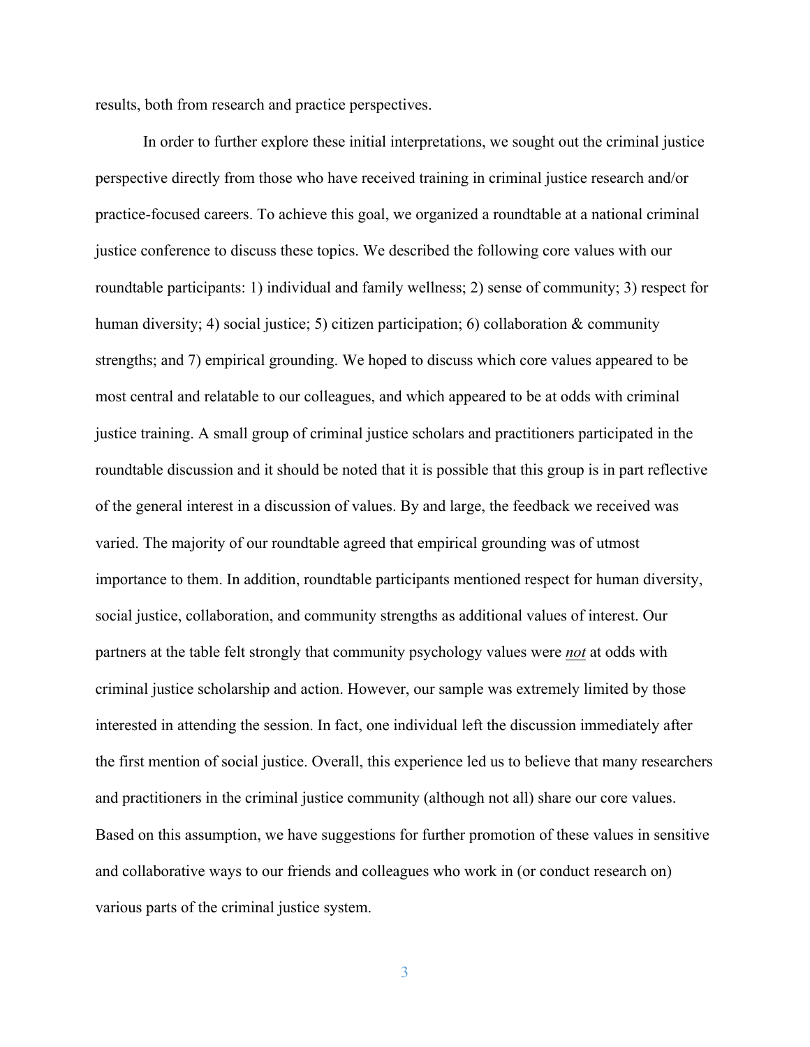results, both from research and practice perspectives.

In order to further explore these initial interpretations, we sought out the criminal justice perspective directly from those who have received training in criminal justice research and/or practice-focused careers. To achieve this goal, we organized a roundtable at a national criminal justice conference to discuss these topics. We described the following core values with our roundtable participants: 1) individual and family wellness; 2) sense of community; 3) respect for human diversity; 4) social justice; 5) citizen participation; 6) collaboration & community strengths; and 7) empirical grounding. We hoped to discuss which core values appeared to be most central and relatable to our colleagues, and which appeared to be at odds with criminal justice training. A small group of criminal justice scholars and practitioners participated in the roundtable discussion and it should be noted that it is possible that this group is in part reflective of the general interest in a discussion of values. By and large, the feedback we received was varied. The majority of our roundtable agreed that empirical grounding was of utmost importance to them. In addition, roundtable participants mentioned respect for human diversity, social justice, collaboration, and community strengths as additional values of interest. Our partners at the table felt strongly that community psychology values were <u>***not***</u> at odds with criminal justice scholarship and action. However, our sample was extremely limited by those interested in attending the session. In fact, one individual left the discussion immediately after the first mention of social justice. Overall, this experience led us to believe that many researchers and practitioners in the criminal justice community (although not all) share our core values. Based on this assumption, we have suggestions for further promotion of these values in sensitive and collaborative ways to our friends and colleagues who work in (or conduct research on) various parts of the criminal justice system.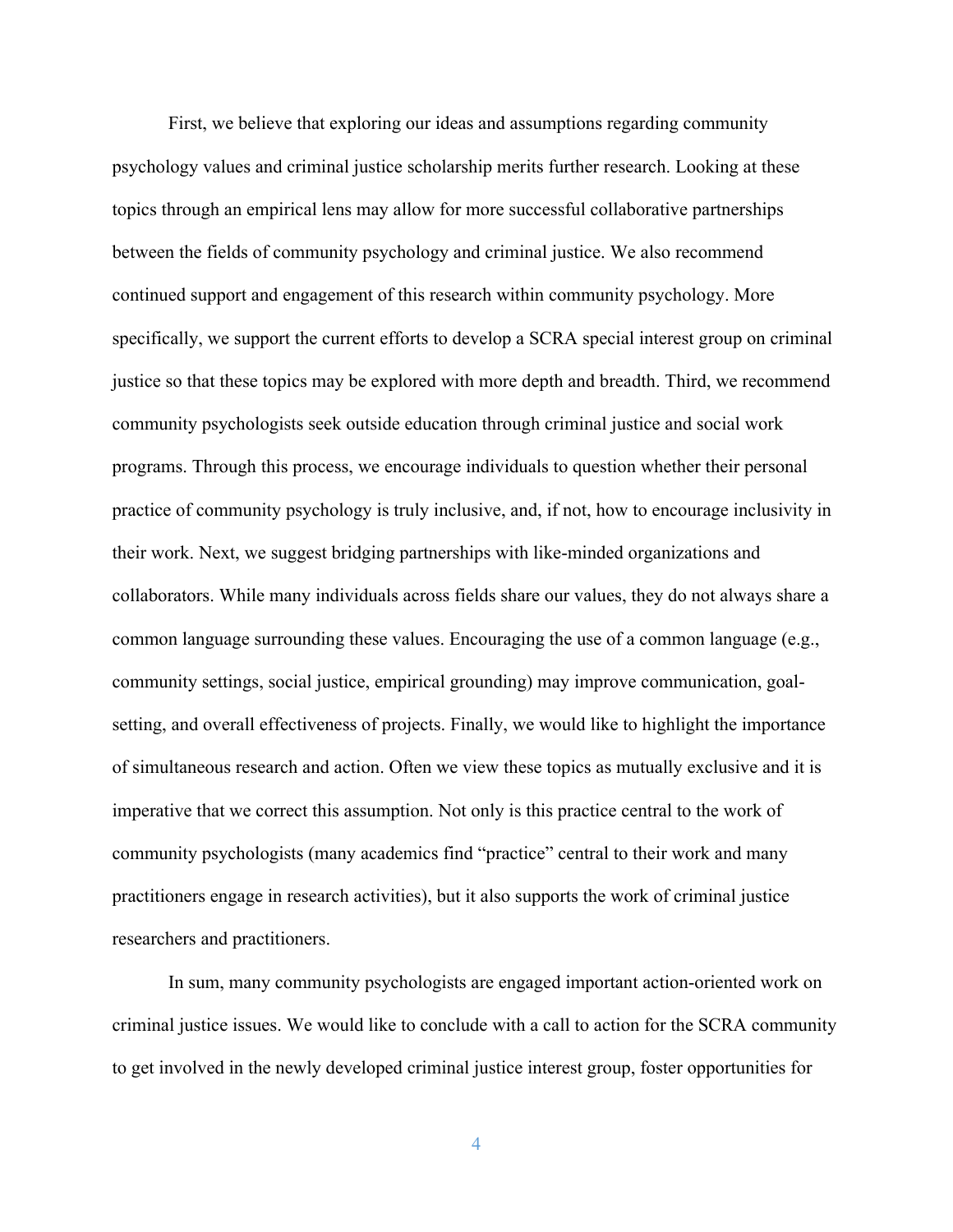First, we believe that exploring our ideas and assumptions regarding community psychology values and criminal justice scholarship merits further research. Looking at these topics through an empirical lens may allow for more successful collaborative partnerships between the fields of community psychology and criminal justice. We also recommend continued support and engagement of this research within community psychology. More specifically, we support the current efforts to develop a SCRA special interest group on criminal justice so that these topics may be explored with more depth and breadth. Third, we recommend community psychologists seek outside education through criminal justice and social work programs. Through this process, we encourage individuals to question whether their personal practice of community psychology is truly inclusive, and, if not, how to encourage inclusivity in their work. Next, we suggest bridging partnerships with like-minded organizations and collaborators. While many individuals across fields share our values, they do not always share a common language surrounding these values. Encouraging the use of a common language (e.g., community settings, social justice, empirical grounding) may improve communication, goal-setting, and overall effectiveness of projects. Finally, we would like to highlight the importance of simultaneous research and action. Often we view these topics as mutually exclusive and it is imperative that we correct this assumption. Not only is this practice central to the work of community psychologists (many academics find "practice" central to their work and many practitioners engage in research activities), but it also supports the work of criminal justice researchers and practitioners.

In sum, many community psychologists are engaged important action-oriented work on criminal justice issues. We would like to conclude with a call to action for the SCRA community to get involved in the newly developed criminal justice interest group, foster opportunities for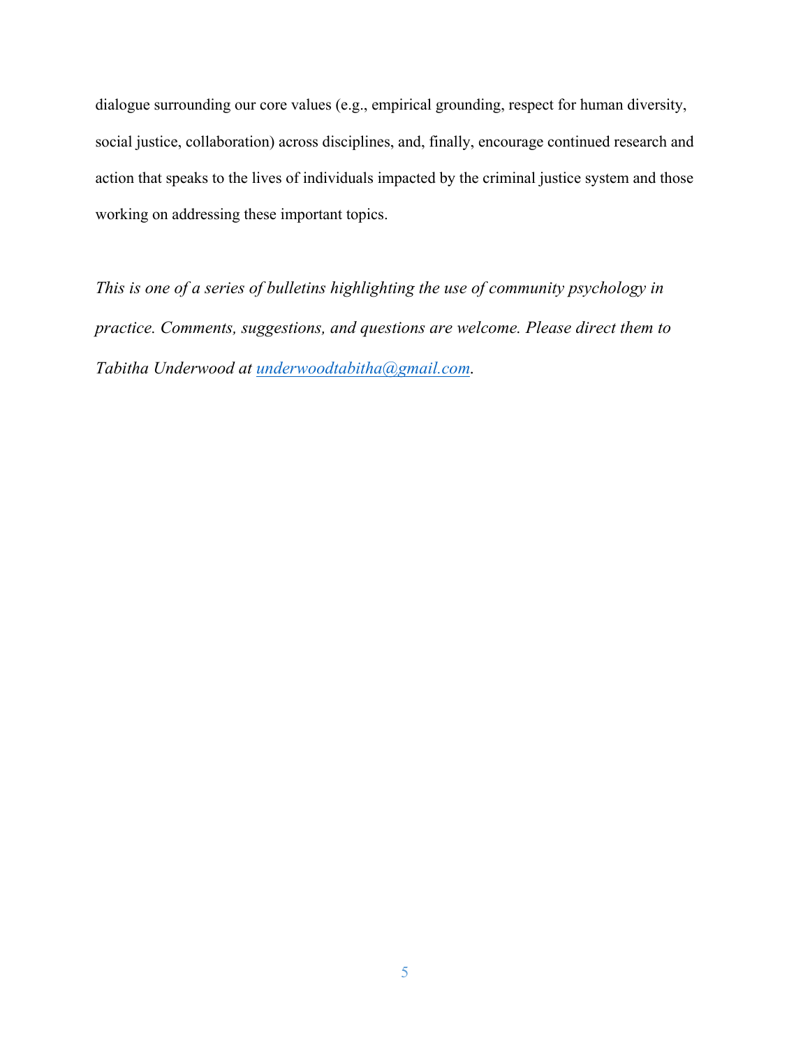dialogue surrounding our core values (e.g., empirical grounding, respect for human diversity, social justice, collaboration) across disciplines, and, finally, encourage continued research and action that speaks to the lives of individuals impacted by the criminal justice system and those working on addressing these important topics.

*This is one of a series of bulletins highlighting the use of community psychology in practice. Comments, suggestions, and questions are welcome. Please direct them to Tabitha Underwood at [underwoodtabitha@gmail.com](mailto:underwoodtabitha@gmail.com).*